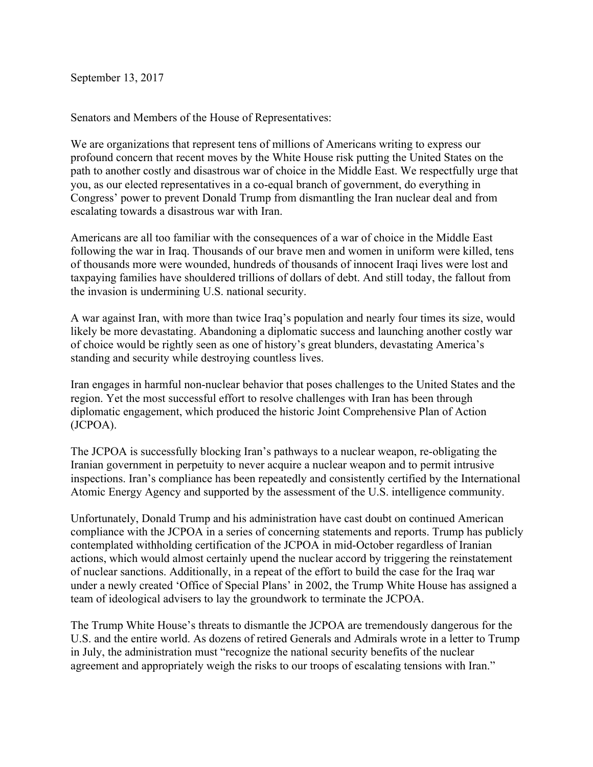September 13, 2017

Senators and Members of the House of Representatives:

We are organizations that represent tens of millions of Americans writing to express our profound concern that recent moves by the White House risk putting the United States on the path to another costly and disastrous war of choice in the Middle East. We respectfully urge that you, as our elected representatives in a co-equal branch of government, do everything in Congress' power to prevent Donald Trump from dismantling the Iran nuclear deal and from escalating towards a disastrous war with Iran.

Americans are all too familiar with the consequences of a war of choice in the Middle East following the war in Iraq. Thousands of our brave men and women in uniform were killed, tens of thousands more were wounded, hundreds of thousands of innocent Iraqi lives were lost and taxpaying families have shouldered trillions of dollars of debt. And still today, the fallout from the invasion is undermining U.S. national security.

A war against Iran, with more than twice Iraq's population and nearly four times its size, would likely be more devastating. Abandoning a diplomatic success and launching another costly war of choice would be rightly seen as one of history's great blunders, devastating America's standing and security while destroying countless lives.

Iran engages in harmful non-nuclear behavior that poses challenges to the United States and the region. Yet the most successful effort to resolve challenges with Iran has been through diplomatic engagement, which produced the historic Joint Comprehensive Plan of Action (JCPOA).

The JCPOA is successfully blocking Iran's pathways to a nuclear weapon, re-obligating the Iranian government in perpetuity to never acquire a nuclear weapon and to permit intrusive inspections. Iran's compliance has been repeatedly and consistently certified by the International Atomic Energy Agency and supported by the assessment of the U.S. intelligence community.

Unfortunately, Donald Trump and his administration have cast doubt on continued American compliance with the JCPOA in a series of concerning statements and reports. Trump has publicly contemplated withholding certification of the JCPOA in mid-October regardless of Iranian actions, which would almost certainly upend the nuclear accord by triggering the reinstatement of nuclear sanctions. Additionally, in a repeat of the effort to build the case for the Iraq war under a newly created 'Office of Special Plans' in 2002, the Trump White House has assigned a team of ideological advisers to lay the groundwork to terminate the JCPOA.

The Trump White House's threats to dismantle the JCPOA are tremendously dangerous for the U.S. and the entire world. As dozens of retired Generals and Admirals wrote in a letter to Trump in July, the administration must "recognize the national security benefits of the nuclear agreement and appropriately weigh the risks to our troops of escalating tensions with Iran."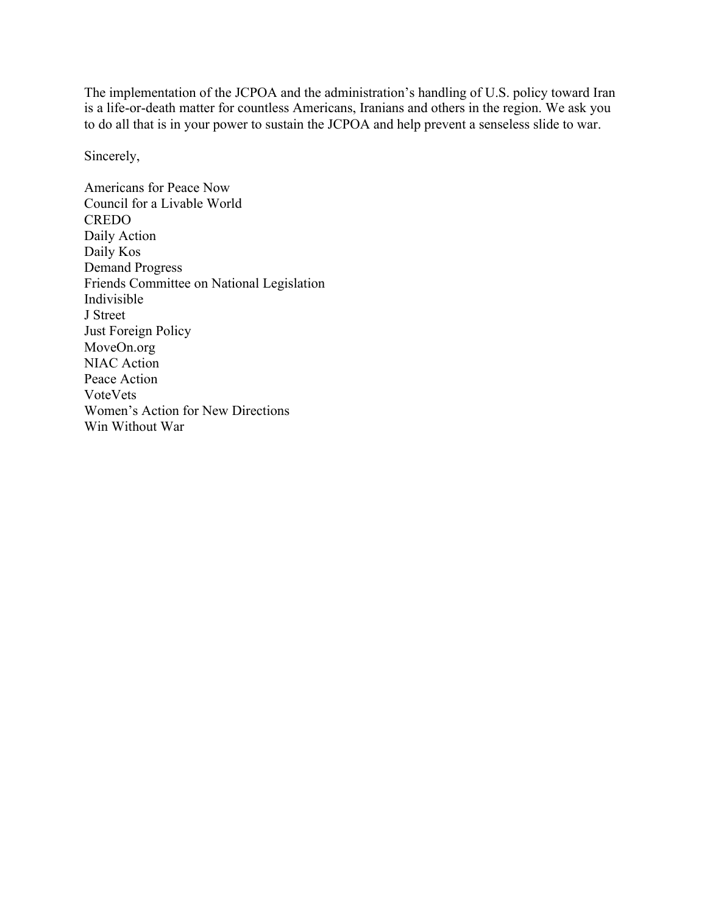The implementation of the JCPOA and the administration's handling of U.S. policy toward Iran is a life-or-death matter for countless Americans, Iranians and others in the region. We ask you to do all that is in your power to sustain the JCPOA and help prevent a senseless slide to war.

Sincerely,

Americans for Peace Now  
Council for a Livable World  
CREDO  
Daily Action  
Daily Kos  
Demand Progress  
Friends Committee on National Legislation  
Indivisible  
J Street  
Just Foreign Policy  
MoveOn.org  
NIAC Action  
Peace Action  
VoteVets  
Women's Action for New Directions  
Win Without War